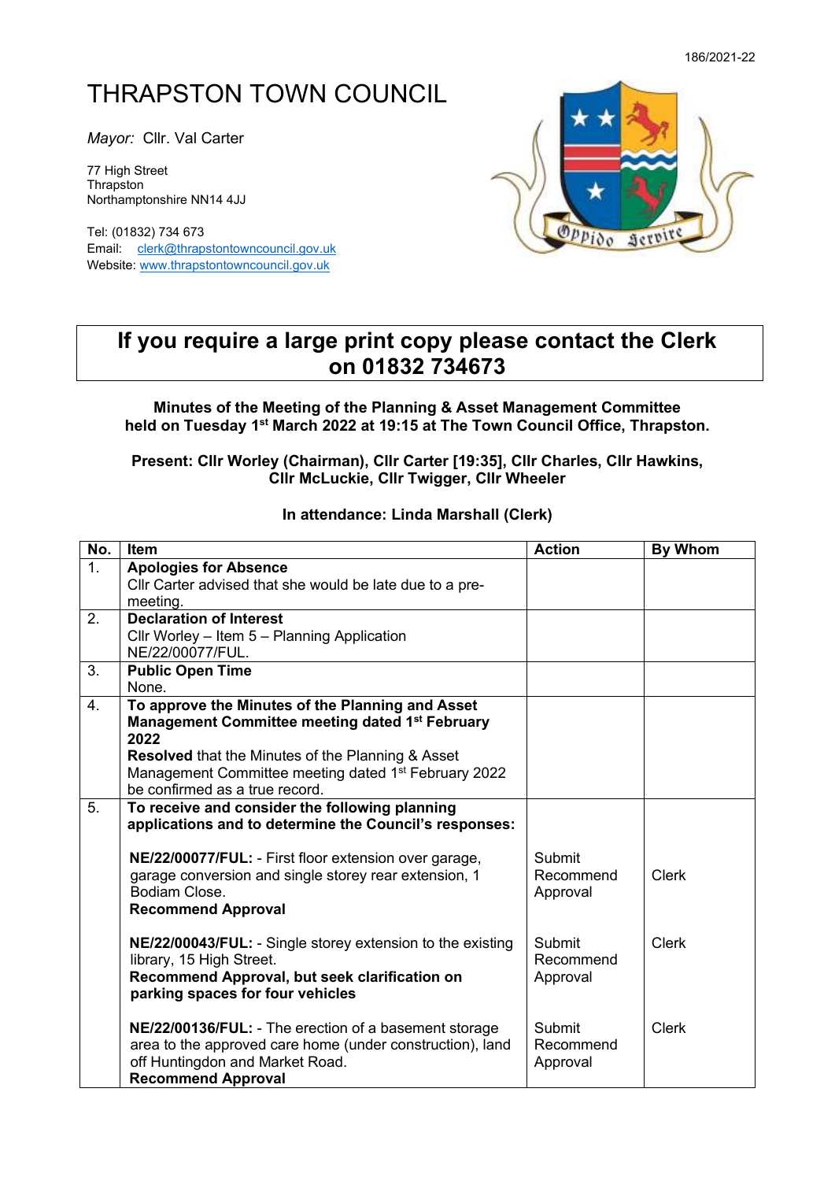186/2021-22

# THRAPSTON TOWN COUNCIL

*Mayor:* Cllr. Val Carter

77 High Street
Thrapston
Northamptonshire NN14 4JJ

Tel: (01832) 734 673
Email: clerk@thrapstontowncouncil.gov.uk
Website: www.thrapstontowncouncil.gov.uk

**If you require a large print copy please contact the Clerk on 01832 734673**

**Minutes of the Meeting of the Planning & Asset Management Committee held on Tuesday 1st March 2022 at 19:15 at The Town Council Office, Thrapston.**

**Present: Cllr Worley (Chairman), Cllr Carter [19:35], Cllr Charles, Cllr Hawkins, Cllr McLuckie, Cllr Twigger, Cllr Wheeler**

**In attendance: Linda Marshall (Clerk)**

| No. | Item | Action | By Whom |
|---|---|---|---|
| 1. | **Apologies for Absence**<br>Cllr Carter advised that she would be late due to a pre-meeting. | | |
| 2. | **Declaration of Interest**<br>Cllr Worley – Item 5 – Planning Application NE/22/00077/FUL. | | |
| 3. | **Public Open Time**<br>None. | | |
| 4. | **To approve the Minutes of the Planning and Asset Management Committee meeting dated 1st February 2022**<br>**Resolved** that the Minutes of the Planning & Asset Management Committee meeting dated 1st February 2022 be confirmed as a true record. | | |
| 5. | **To receive and consider the following planning applications and to determine the Council's responses:** | | |
| | **NE/22/00077/FUL:** - First floor extension over garage, garage conversion and single storey rear extension, 1 Bodiam Close.<br>**Recommend Approval** | Submit Recommend Approval | Clerk |
| | **NE/22/00043/FUL:** - Single storey extension to the existing library, 15 High Street.<br>**Recommend Approval, but seek clarification on parking spaces for four vehicles** | Submit Recommend Approval | Clerk |
| | **NE/22/00136/FUL:** - The erection of a basement storage area to the approved care home (under construction), land off Huntingdon and Market Road.<br>**Recommend Approval** | Submit Recommend Approval | Clerk |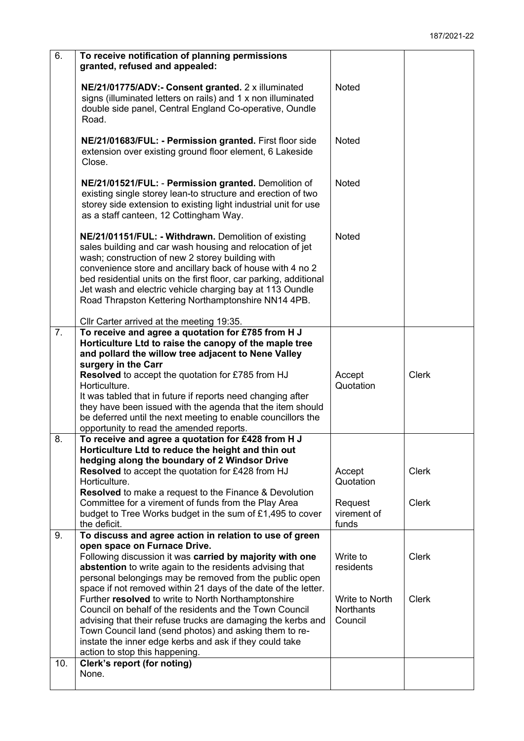| | | | |
|---|---|---|---|
| 6. | **To receive notification of planning permissions granted, refused and appealed:**<br><br>**NE/21/01775/ADV:- Consent granted.** 2 x illuminated signs (illuminated letters on rails) and 1 x non illuminated double side panel, Central England Co-operative, Oundle Road.<br><br>**NE/21/01683/FUL: - Permission granted.** First floor side extension over existing ground floor element, 6 Lakeside Close.<br><br>**NE/21/01521/FUL:** - **Permission granted.** Demolition of existing single storey lean-to structure and erection of two storey side extension to existing light industrial unit for use as a staff canteen, 12 Cottingham Way.<br><br>**NE/21/01151/FUL: - Withdrawn.** Demolition of existing sales building and car wash housing and relocation of jet wash; construction of new 2 storey building with convenience store and ancillary back of house with 4 no 2 bed residential units on the first floor, car parking, additional Jet wash and electric vehicle charging bay at 113 Oundle Road Thrapston Kettering Northamptonshire NN14 4PB.<br><br>Cllr Carter arrived at the meeting 19:35. | <br><br>Noted<br><br>Noted<br><br>Noted<br><br>Noted | |
| 7. | **To receive and agree a quotation for £785 from H J Horticulture Ltd to raise the canopy of the maple tree and pollard the willow tree adjacent to Nene Valley surgery in the Carr**<br>**Resolved** to accept the quotation for £785 from HJ Horticulture.<br>It was tabled that in future if reports need changing after they have been issued with the agenda that the item should be deferred until the next meeting to enable councillors the opportunity to read the amended reports. | Accept Quotation | Clerk |
| 8. | **To receive and agree a quotation for £428 from H J Horticulture Ltd to reduce the height and thin out hedging along the boundary of 2 Windsor Drive**<br>**Resolved** to accept the quotation for £428 from HJ Horticulture.<br>**Resolved** to make a request to the Finance & Devolution Committee for a virement of funds from the Play Area budget to Tree Works budget in the sum of £1,495 to cover the deficit. | Accept Quotation<br><br>Request virement of funds | Clerk<br><br>Clerk |
| 9. | **To discuss and agree action in relation to use of green open space on Furnace Drive.**<br>Following discussion it was **carried by majority with one abstention** to write again to the residents advising that personal belongings may be removed from the public open space if not removed within 21 days of the date of the letter.<br>Further **resolved** to write to North Northamptonshire Council on behalf of the residents and the Town Council advising that their refuse trucks are damaging the kerbs and Town Council land (send photos) and asking them to re-instate the inner edge kerbs and ask if they could take action to stop this happening. | Write to residents<br><br>Write to North Northants Council | Clerk<br><br>Clerk |
| 10. | **Clerk's report (for noting)**<br>None. | | |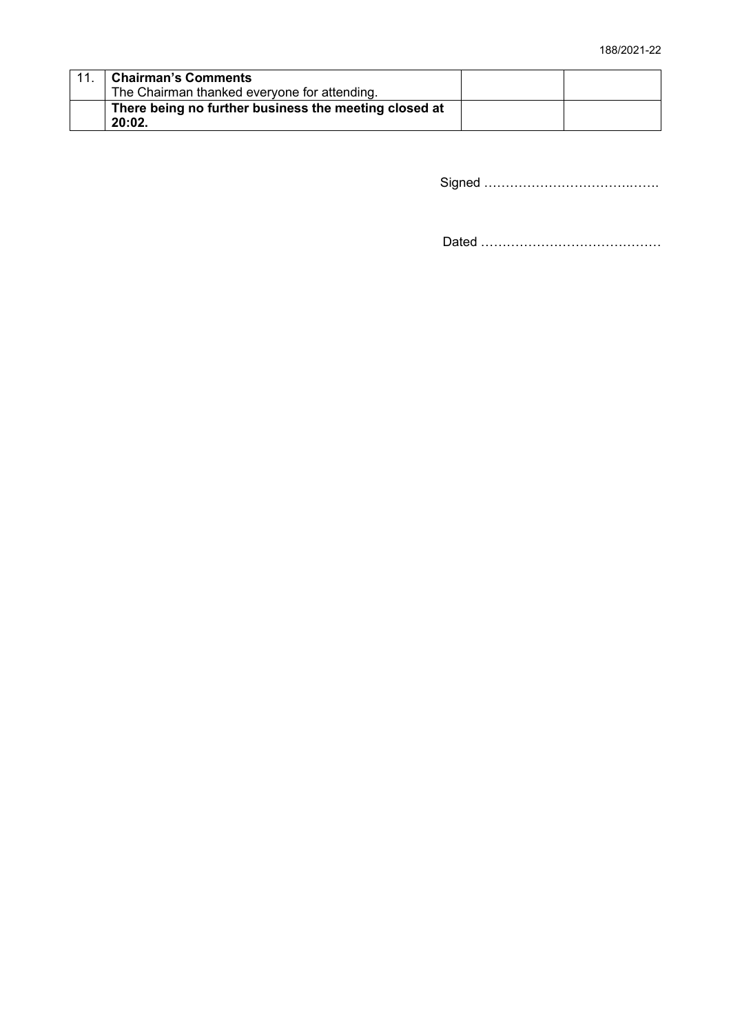| | | | |
|---|---|---|---|
| 11. | **Chairman's Comments**<br>The Chairman thanked everyone for attending. | | |
| | **There being no further business the meeting closed at 20:02.** | | |

Signed ………………………………..….

Dated ………………….……………….